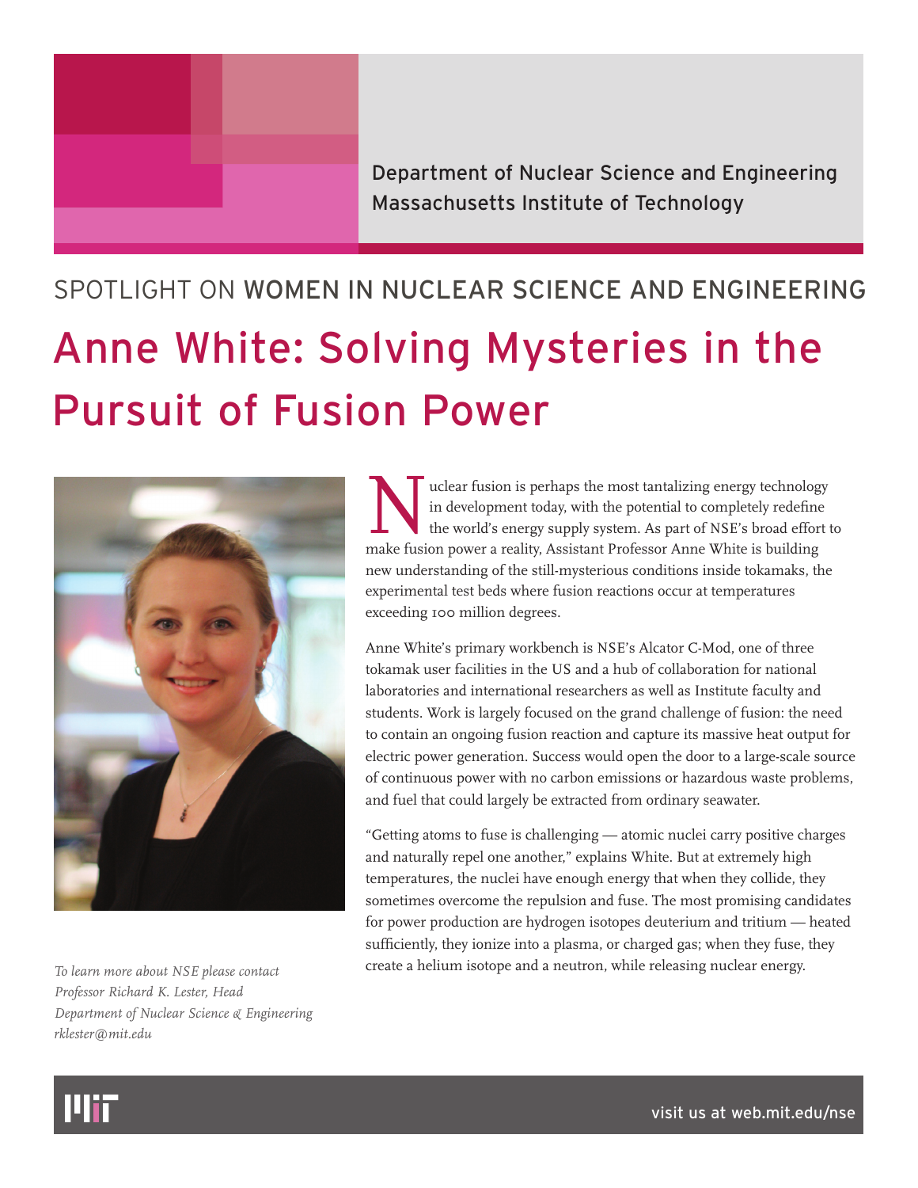Department of Nuclear Science and Engineering
Massachusetts Institute of Technology

SPOTLIGHT ON WOMEN IN NUCLEAR SCIENCE AND ENGINEERING

# Anne White: Solving Mysteries in the Pursuit of Fusion Power

Nuclear fusion is perhaps the most tantalizing energy technology in development today, with the potential to completely redefine the world's energy supply system. As part of NSE's broad effort to make fusion power a reality, Assistant Professor Anne White is building new understanding of the still-mysterious conditions inside tokamaks, the experimental test beds where fusion reactions occur at temperatures exceeding 100 million degrees.

Anne White's primary workbench is NSE's Alcator C-Mod, one of three tokamak user facilities in the US and a hub of collaboration for national laboratories and international researchers as well as Institute faculty and students. Work is largely focused on the grand challenge of fusion: the need to contain an ongoing fusion reaction and capture its massive heat output for electric power generation. Success would open the door to a large-scale source of continuous power with no carbon emissions or hazardous waste problems, and fuel that could largely be extracted from ordinary seawater.

"Getting atoms to fuse is challenging — atomic nuclei carry positive charges and naturally repel one another," explains White. But at extremely high temperatures, the nuclei have enough energy that when they collide, they sometimes overcome the repulsion and fuse. The most promising candidates for power production are hydrogen isotopes deuterium and tritium — heated sufficiently, they ionize into a plasma, or charged gas; when they fuse, they create a helium isotope and a neutron, while releasing nuclear energy.

*To learn more about NSE please contact*
*Professor Richard K. Lester, Head*
*Department of Nuclear Science & Engineering*
*rklester@mit.edu*

visit us at web.mit.edu/nse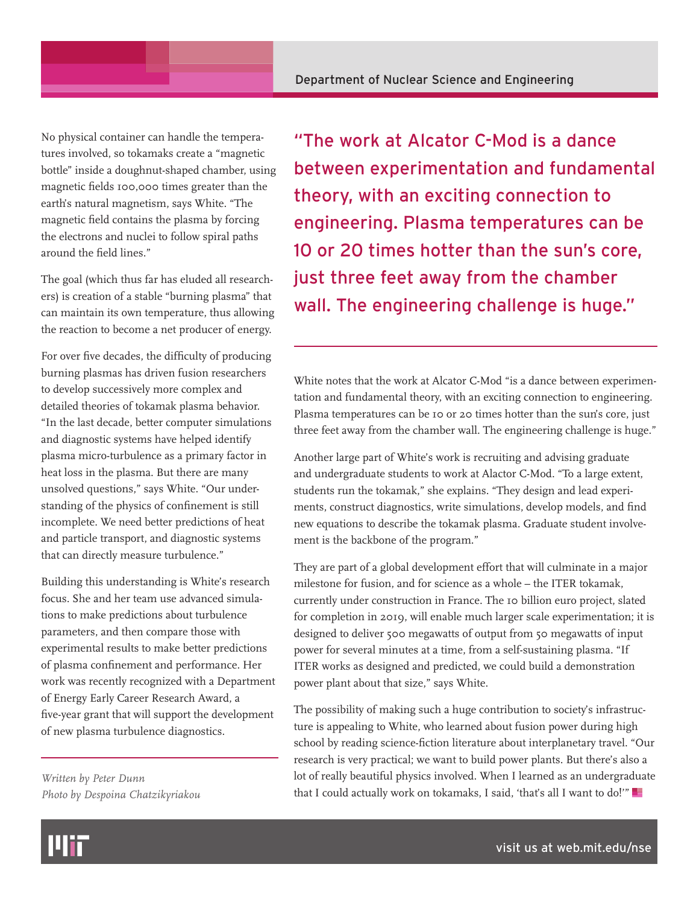No physical container can handle the temperatures involved, so tokamaks create a "magnetic bottle" inside a doughnut-shaped chamber, using magnetic fields 100,000 times greater than the earth's natural magnetism, says White. "The magnetic field contains the plasma by forcing the electrons and nuclei to follow spiral paths around the field lines."

The goal (which thus far has eluded all researchers) is creation of a stable "burning plasma" that can maintain its own temperature, thus allowing the reaction to become a net producer of energy.

For over five decades, the difficulty of producing burning plasmas has driven fusion researchers to develop successively more complex and detailed theories of tokamak plasma behavior. "In the last decade, better computer simulations and diagnostic systems have helped identify plasma micro-turbulence as a primary factor in heat loss in the plasma. But there are many unsolved questions," says White. "Our understanding of the physics of confinement is still incomplete. We need better predictions of heat and particle transport, and diagnostic systems that can directly measure turbulence."

Building this understanding is White's research focus. She and her team use advanced simulations to make predictions about turbulence parameters, and then compare those with experimental results to make better predictions of plasma confinement and performance. Her work was recently recognized with a Department of Energy Early Career Research Award, a five-year grant that will support the development of new plasma turbulence diagnostics.

*Written by Peter Dunn*
*Photo by Despoina Chatzikyriakou*

> "The work at Alcator C-Mod is a dance between experimentation and fundamental theory, with an exciting connection to engineering. Plasma temperatures can be 10 or 20 times hotter than the sun's core, just three feet away from the chamber wall. The engineering challenge is huge."

White notes that the work at Alcator C-Mod "is a dance between experimentation and fundamental theory, with an exciting connection to engineering. Plasma temperatures can be 10 or 20 times hotter than the sun's core, just three feet away from the chamber wall. The engineering challenge is huge."

Another large part of White's work is recruiting and advising graduate and undergraduate students to work at Alactor C-Mod. "To a large extent, students run the tokamak," she explains. "They design and lead experiments, construct diagnostics, write simulations, develop models, and find new equations to describe the tokamak plasma. Graduate student involvement is the backbone of the program."

They are part of a global development effort that will culminate in a major milestone for fusion, and for science as a whole – the ITER tokamak, currently under construction in France. The 10 billion euro project, slated for completion in 2019, will enable much larger scale experimentation; it is designed to deliver 500 megawatts of output from 50 megawatts of input power for several minutes at a time, from a self-sustaining plasma. "If ITER works as designed and predicted, we could build a demonstration power plant about that size," says White.

The possibility of making such a huge contribution to society's infrastructure is appealing to White, who learned about fusion power during high school by reading science-fiction literature about interplanetary travel. "Our research is very practical; we want to build power plants. But there's also a lot of really beautiful physics involved. When I learned as an undergraduate that I could actually work on tokamaks, I said, 'that's all I want to do!'"